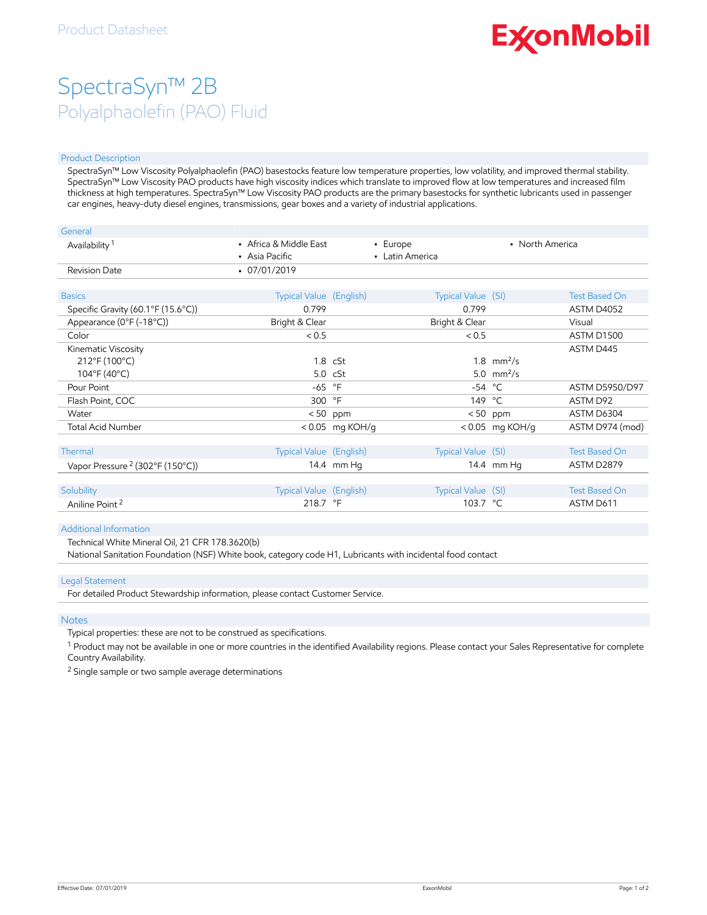Product Datasheet

ExxonMobil

# SpectraSyn™ 2B

## Polyalphaolefin (PAO) Fluid

### Product Description

SpectraSyn™ Low Viscosity Polyalphaolefin (PAO) basestocks feature low temperature properties, low volatility, and improved thermal stability. SpectraSyn™ Low Viscosity PAO products have high viscosity indices which translate to improved flow at low temperatures and increased film thickness at high temperatures. SpectraSyn™ Low Viscosity PAO products are the primary basestocks for synthetic lubricants used in passenger car engines, heavy-duty diesel engines, transmissions, gear boxes and a variety of industrial applications.

### General

| | | | |
|---|---|---|---|
| Availability [1] | • Africa & Middle East<br>• Asia Pacific | • Europe<br>• Latin America | • North America |
| Revision Date | • 07/01/2019 | | |

| Basics | Typical Value | (English) | Typical Value | (SI) | Test Based On |
|---|---|---|---|---|---|
| Specific Gravity (60.1°F (15.6°C)) | 0.799 | | 0.799 | | ASTM D4052 |
| Appearance (0°F (-18°C)) | Bright & Clear | | Bright & Clear | | Visual |
| Color | < 0.5 | | < 0.5 | | ASTM D1500 |
| Kinematic Viscosity | | | | | ASTM D445 |
| 212°F (100°C) | 1.8 | cSt | 1.8 | mm²/s | |
| 104°F (40°C) | 5.0 | cSt | 5.0 | mm²/s | |
| Pour Point | -65 | °F | -54 | °C | ASTM D5950/D97 |
| Flash Point, COC | 300 | °F | 149 | °C | ASTM D92 |
| Water | < 50 | ppm | < 50 | ppm | ASTM D6304 |
| Total Acid Number | < 0.05 | mg KOH/g | < 0.05 | mg KOH/g | ASTM D974 (mod) |

| Thermal | Typical Value | (English) | Typical Value | (SI) | Test Based On |
|---|---|---|---|---|---|
| Vapor Pressure [2] (302°F (150°C)) | 14.4 | mm Hg | 14.4 | mm Hg | ASTM D2879 |

| Solubility | Typical Value | (English) | Typical Value | (SI) | Test Based On |
|---|---|---|---|---|---|
| Aniline Point [2] | 218.7 | °F | 103.7 | °C | ASTM D611 |

### Additional Information

Technical White Mineral Oil, 21 CFR 178.3620(b)
National Sanitation Foundation (NSF) White book, category code H1, Lubricants with incidental food contact

### Legal Statement

For detailed Product Stewardship information, please contact Customer Service.

### Notes

Typical properties: these are not to be construed as specifications.

[1] Product may not be available in one or more countries in the identified Availability regions. Please contact your Sales Representative for complete Country Availability.

[2] Single sample or two sample average determinations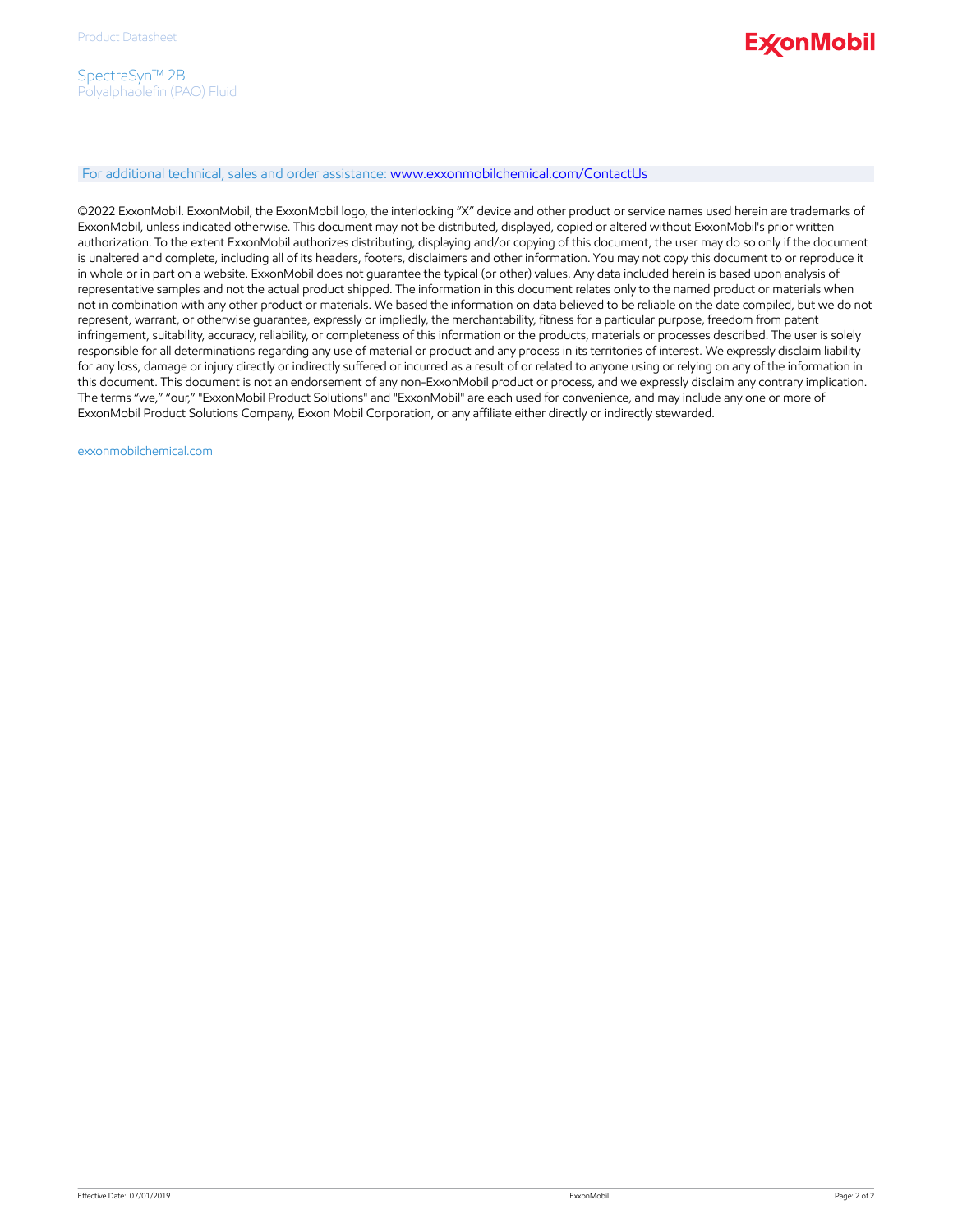For additional technical, sales and order assistance: www.exxonmobilchemical.com/ContactUs

©2022 ExxonMobil. ExxonMobil, the ExxonMobil logo, the interlocking "X" device and other product or service names used herein are trademarks of ExxonMobil, unless indicated otherwise. This document may not be distributed, displayed, copied or altered without ExxonMobil's prior written authorization. To the extent ExxonMobil authorizes distributing, displaying and/or copying of this document, the user may do so only if the document is unaltered and complete, including all of its headers, footers, disclaimers and other information. You may not copy this document to or reproduce it in whole or in part on a website. ExxonMobil does not guarantee the typical (or other) values. Any data included herein is based upon analysis of representative samples and not the actual product shipped. The information in this document relates only to the named product or materials when not in combination with any other product or materials. We based the information on data believed to be reliable on the date compiled, but we do not represent, warrant, or otherwise guarantee, expressly or impliedly, the merchantability, fitness for a particular purpose, freedom from patent infringement, suitability, accuracy, reliability, or completeness of this information or the products, materials or processes described. The user is solely responsible for all determinations regarding any use of material or product and any process in its territories of interest. We expressly disclaim liability for any loss, damage or injury directly or indirectly suffered or incurred as a result of or related to anyone using or relying on any of the information in this document. This document is not an endorsement of any non-ExxonMobil product or process, and we expressly disclaim any contrary implication. The terms "we," "our," "ExxonMobil Product Solutions" and "ExxonMobil" are each used for convenience, and may include any one or more of ExxonMobil Product Solutions Company, Exxon Mobil Corporation, or any affiliate either directly or indirectly stewarded.

exxonmobilchemical.com